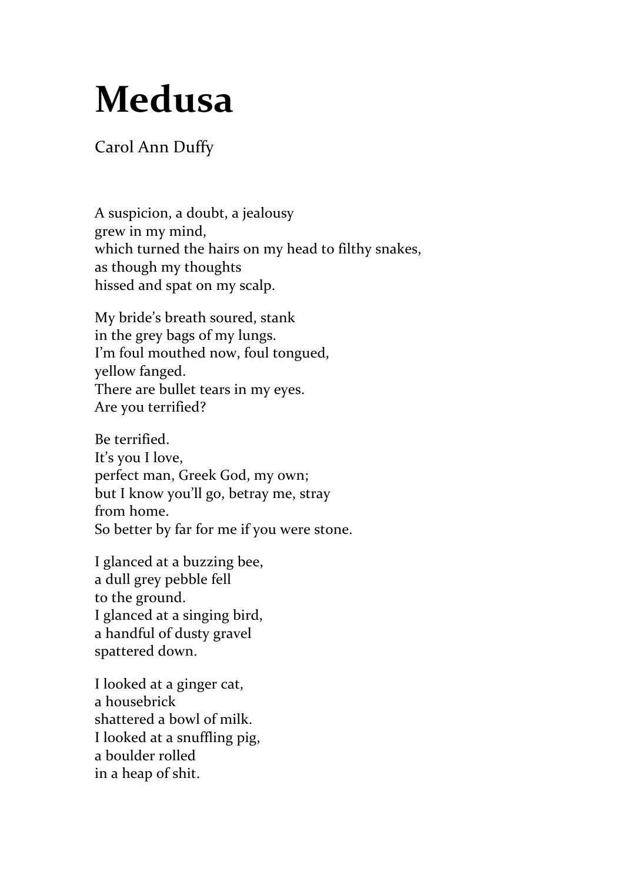# Medusa

Carol Ann Duffy

A suspicion, a doubt, a jealousy
grew in my mind,
which turned the hairs on my head to filthy snakes,
as though my thoughts
hissed and spat on my scalp.

My bride's breath soured, stank
in the grey bags of my lungs.
I'm foul mouthed now, foul tongued,
yellow fanged.
There are bullet tears in my eyes.
Are you terrified?

Be terrified.
It's you I love,
perfect man, Greek God, my own;
but I know you'll go, betray me, stray
from home.
So better by far for me if you were stone.

I glanced at a buzzing bee,
a dull grey pebble fell
to the ground.
I glanced at a singing bird,
a handful of dusty gravel
spattered down.

I looked at a ginger cat,
a housebrick
shattered a bowl of milk.
I looked at a snuffling pig,
a boulder rolled
in a heap of shit.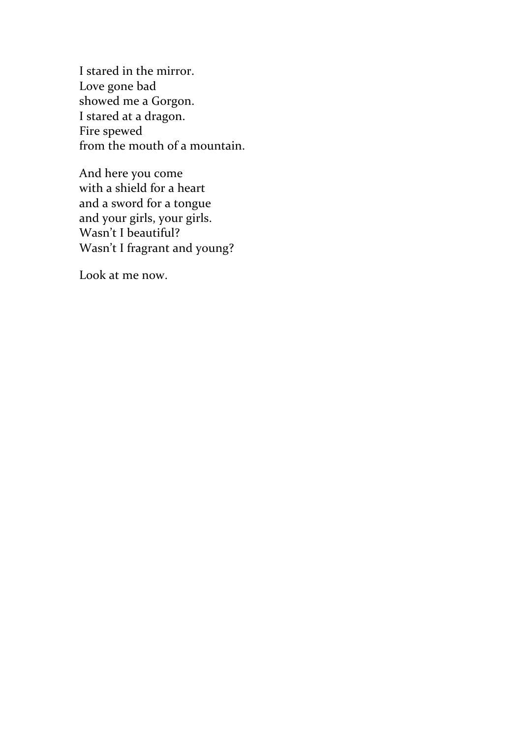I stared in the mirror.  
Love gone bad  
showed me a Gorgon.  
I stared at a dragon.  
Fire spewed  
from the mouth of a mountain.

And here you come  
with a shield for a heart  
and a sword for a tongue  
and your girls, your girls.  
Wasn't I beautiful?  
Wasn't I fragrant and young?

Look at me now.